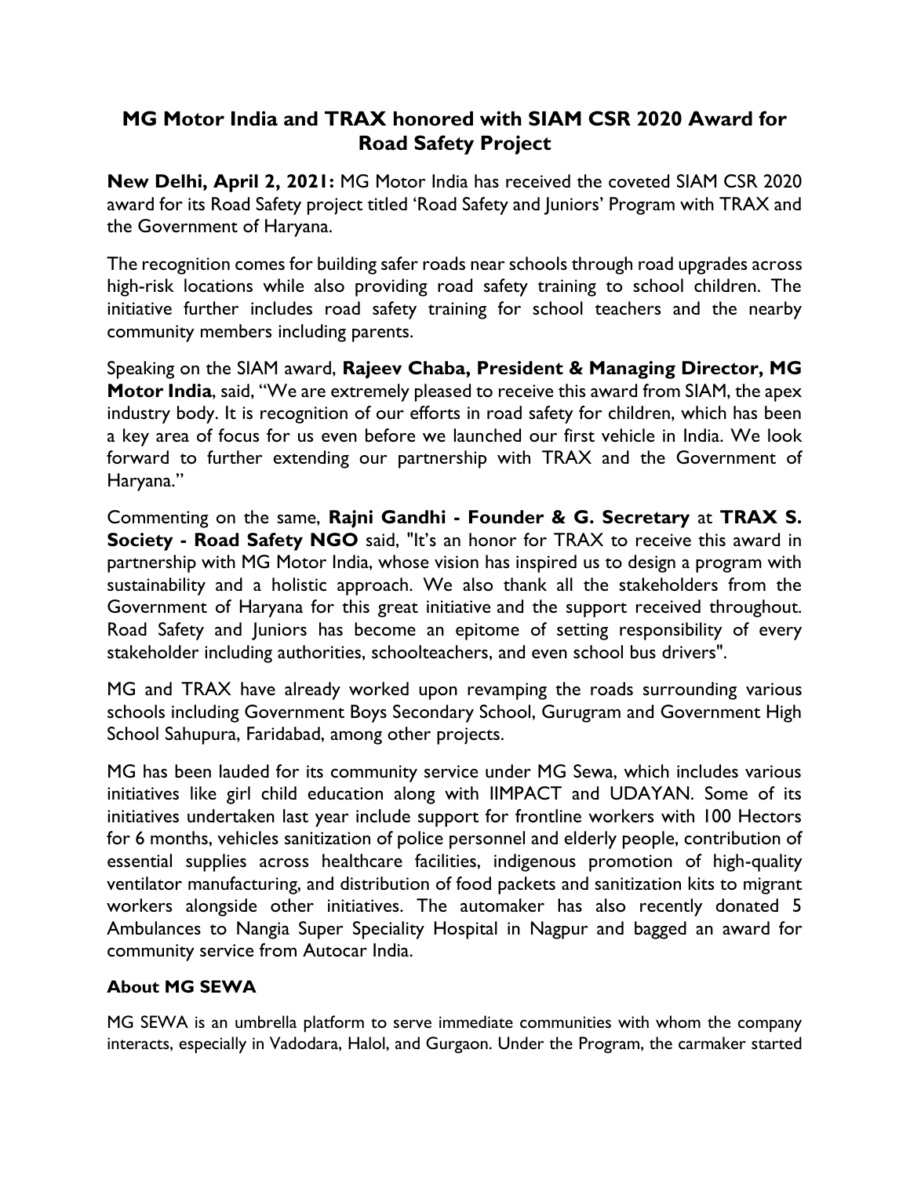# MG Motor India and TRAX honored with SIAM CSR 2020 Award for Road Safety Project

**New Delhi, April 2, 2021:** MG Motor India has received the coveted SIAM CSR 2020 award for its Road Safety project titled 'Road Safety and Juniors' Program with TRAX and the Government of Haryana.

The recognition comes for building safer roads near schools through road upgrades across high-risk locations while also providing road safety training to school children. The initiative further includes road safety training for school teachers and the nearby community members including parents.

Speaking on the SIAM award, **Rajeev Chaba, President & Managing Director, MG Motor India**, said, "We are extremely pleased to receive this award from SIAM, the apex industry body. It is recognition of our efforts in road safety for children, which has been a key area of focus for us even before we launched our first vehicle in India. We look forward to further extending our partnership with TRAX and the Government of Haryana."

Commenting on the same, **Rajni Gandhi - Founder & G. Secretary** at **TRAX S. Society - Road Safety NGO** said, "It's an honor for TRAX to receive this award in partnership with MG Motor India, whose vision has inspired us to design a program with sustainability and a holistic approach. We also thank all the stakeholders from the Government of Haryana for this great initiative and the support received throughout. Road Safety and Juniors has become an epitome of setting responsibility of every stakeholder including authorities, schoolteachers, and even school bus drivers".

MG and TRAX have already worked upon revamping the roads surrounding various schools including Government Boys Secondary School, Gurugram and Government High School Sahupura, Faridabad, among other projects.

MG has been lauded for its community service under MG Sewa, which includes various initiatives like girl child education along with IIMPACT and UDAYAN. Some of its initiatives undertaken last year include support for frontline workers with 100 Hectors for 6 months, vehicles sanitization of police personnel and elderly people, contribution of essential supplies across healthcare facilities, indigenous promotion of high-quality ventilator manufacturing, and distribution of food packets and sanitization kits to migrant workers alongside other initiatives. The automaker has also recently donated 5 Ambulances to Nangia Super Speciality Hospital in Nagpur and bagged an award for community service from Autocar India.

**About MG SEWA**

MG SEWA is an umbrella platform to serve immediate communities with whom the company interacts, especially in Vadodara, Halol, and Gurgaon. Under the Program, the carmaker started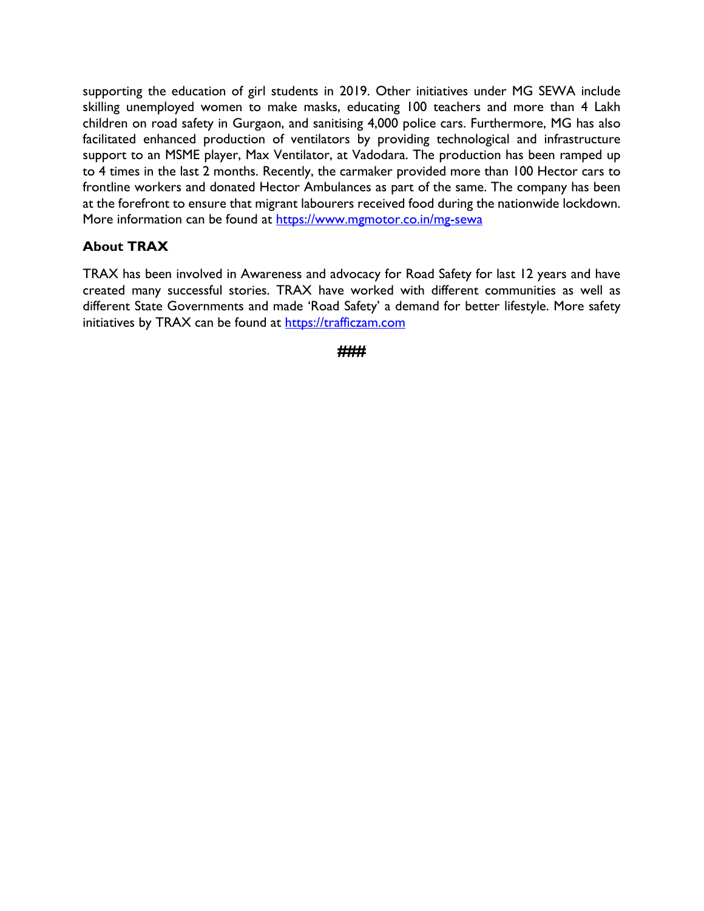supporting the education of girl students in 2019. Other initiatives under MG SEWA include skilling unemployed women to make masks, educating 100 teachers and more than 4 Lakh children on road safety in Gurgaon, and sanitising 4,000 police cars. Furthermore, MG has also facilitated enhanced production of ventilators by providing technological and infrastructure support to an MSME player, Max Ventilator, at Vadodara. The production has been ramped up to 4 times in the last 2 months. Recently, the carmaker provided more than 100 Hector cars to frontline workers and donated Hector Ambulances as part of the same. The company has been at the forefront to ensure that migrant labourers received food during the nationwide lockdown. More information can be found at https://www.mgmotor.co.in/mg-sewa

**About TRAX**

TRAX has been involved in Awareness and advocacy for Road Safety for last 12 years and have created many successful stories. TRAX have worked with different communities as well as different State Governments and made 'Road Safety' a demand for better lifestyle. More safety initiatives by TRAX can be found at https://trafficzam.com

###